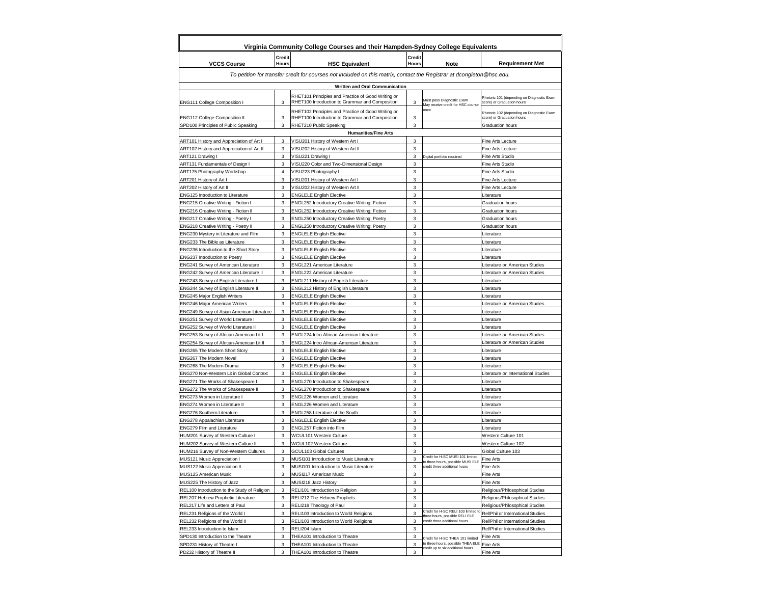## Virginia Community College Courses and their Hampden-Sydney College Equivalents

| VCCS Course | Credit Hours | HSC Equivalent | Credit Hours | Note | Requirement Met |
|---|---|---|---|---|---|
| *To petition for transfer credit for courses not included on this matrix, contact the Registrar at dcongleton@hsc.edu.* | | | | | |
| **Written and Oral Communication** | | | | | |
| ENG111 College Composition I | 3 | RHET101 Principles and Practice of Good Writing or RHET100 Introduction to Grammar and Composition | 3 | Must pass Diagnostic Exam May receive credit for HSC course once | Rhetoric 101 (depending on Diagnostic Exam score) or Graduation hours |
| ENG112 College Composition II | 3 | RHET102 Principles and Practice of Good Writing or RHET100 Introduction to Grammar and Composition | 3 | | Rhetoric 102 (depending on Diagnostic Exam score) or Graduation hours |
| SPD100 Principles of Public Speaking | 3 | RHET210 Public Speaking | 3 | | Graduation hours |
| **Humanities/Fine Arts** | | | | | |
| ART101 History and Appreciation of Art I | 3 | VISU201 History of Western Art I | 3 | | Fine Arts Lecture |
| ART102 History and Appreciation of Art II | 3 | VISU202 History of Western Art II | 3 | | Fine Arts Lecture |
| ART121 Drawing I | 3 | VISU221 Drawing I | 3 | Digital portfolio required | Fine Arts Studio |
| ART131 Fundamentals of Design I | 3 | VISU220 Color and Two-Dimensional Design | 3 | | Fine Arts Studio |
| ART175 Photography Workshop | 4 | VISU223 Photography I | 3 | | Fine Arts Studio |
| ART201 History of Art I | 3 | VISU201 History of Western Art I | 3 | | Fine Arts Lecture |
| ART202 History of Art II | 3 | VISU202 History of Western Art II | 3 | | Fine Arts Lecture |
| ENG125 Introduction to Literature | 3 | ENGLELE English Elective | 3 | | Literature |
| ENG215 Creative Writing - Fiction I | 3 | ENGL252 Introductory Creative Writing: Fiction | 3 | | Graduation hours |
| ENG216 Creative Writing - Fiction II | 3 | ENGL252 Introductory Creative Writing: Fiction | 3 | | Graduation hours |
| ENG217 Creative Writing - Poetry I | 3 | ENGL250 Introductory Creative Writing: Poetry | 3 | | Graduation hours |
| ENG218 Creative Writing - Poetry II | 3 | ENGL250 Introductory Creative Writing: Poetry | 3 | | Graduation hours |
| ENG230 Mystery in Literature and Film | 3 | ENGLELE English Elective | 3 | | Literature |
| ENG233 The Bible as Literature | 3 | ENGLELE English Elective | 3 | | Literature |
| ENG236 Introduction to the Short Story | 3 | ENGLELE English Elective | 3 | | Literature |
| ENG237 Introduction to Poetry | 3 | ENGLELE English Elective | 3 | | Literature |
| ENG241 Survey of American Literature I | 3 | ENGL221 American Literature | 3 | | Literature *or* American Studies |
| ENG242 Survey of American Literature II | 3 | ENGL222 American Literature | 3 | | Literature *or* American Studies |
| ENG243 Survey of English Literature I | 3 | ENGL211 History of English Literature | 3 | | Literature |
| ENG244 Survey of English Literature II | 3 | ENGL212 History of English Literature | 3 | | Literature |
| ENG245 Major English Writers | 3 | ENGLELE English Elective | 3 | | Literature |
| ENG246 Major American Writers | 3 | ENGLELE English Elective | 3 | | Literature *or* American Studies |
| ENG249 Survey of Asian American Literature | 3 | ENGLELE English Elective | 3 | | Literature |
| ENG251 Survey of World Literature I | 3 | ENGLELE English Elective | 3 | | Literature |
| ENG252 Survey of World Literature II | 3 | ENGLELE English Elective | 3 | | Literature |
| ENG253 Survey of African-American Lit I | 3 | ENGL224 Intro African-American Literature | 3 | | Literature *or* American Studies |
| ENG254 Survey of African-American Lit II | 3 | ENGL224 Intro African-American Literature | 3 | | Literature *or* American Studies |
| ENG265 The Modern Short Story | 3 | ENGLELE English Elective | 3 | | Literature |
| ENG267 The Modern Novel | 3 | ENGLELE English Elective | 3 | | Literature |
| ENG268 The Modern Drama | 3 | ENGLELE English Elective | 3 | | Literature |
| ENG270 Non-Western Lit in Global Context | 3 | ENGLELE English Elective | 3 | | Literature *or* International Studies |
| ENG271 The Works of Shakespeare I | 3 | ENGL270 Introduction to Shakespeare | 3 | | Literature |
| ENG272 The Works of Shakespeare II | 3 | ENGL270 Introduction to Shakespeare | 3 | | Literature |
| ENG273 Women in Literature I | 3 | ENGL226 Women and Literature | 3 | | Literature |
| ENG274 Women in Literature II | 3 | ENGL226 Women and Literature | 3 | | Literature |
| ENG276 Southern Literature | 3 | ENGL258 Literature of the South | 3 | | Literature |
| ENG278 Appalachian Literature | 3 | ENGLELE English Elective | 3 | | Literature |
| ENG279 Film and Literature | 3 | ENGL257 Fiction into Film | 3 | | Literature |
| HUM201 Survey of Western Culture I | 3 | WCUL101 Western Culture | 3 | | Western Culture 101 |
| HUM202 Survey of Western Culture II | 3 | WCUL102 Western Culture | 3 | | Western Culture 102 |
| HUM216 Survey of Non-Western Cultures | 3 | GCUL103 Global Cultures | 3 | | Global Culture 103 |
| MUS121 Music Appreciation I | 3 | MUSI101 Introduction to Music Literature | 3 | Credit for H-SC MUSI 101 limited to three hours, possible MUSI ELE credit three additional hours | Fine Arts |
| MUS122 Music Appreciation II | 3 | MUSI101 Introduction to Music Literature | 3 | | Fine Arts |
| MUS125 American Music | 3 | MUSI217 American Music | 3 | | Fine Arts |
| MUS225 The History of Jazz | 3 | MUSI218 Jazz History | 3 | | Fine Arts |
| REL100 Introduction to the Study of Religion | 3 | RELI101 Introduction to Religion | 3 | | Religious/Philosophical Studies |
| REL207 Hebrew Prophetic Literature | 3 | RELI212 The Hebrew Prophets | 3 | | Religious/Philosophical Studies |
| REL217 Life and Letters of Paul | 3 | RELI218 Theology of Paul | 3 | | Religious/Philosophical Studies |
| REL231 Religions of the World I | 3 | RELI103 Introduction to World Religions | 3 | Credit for H-SC RELI 103 limited to three hours, possible RELI ELE credit three additional hours | Rel/Phil or International Studies |
| REL232 Religions of the World II | 3 | RELI103 Introduction to World Religions | 3 | | Rel/Phil or International Studies |
| REL233 Introduction to Islam | 3 | RELI204 Islam | 3 | | Rel/Phil or International Studies |
| SPD130 Introduction to the Theatre | 3 | THEA101 Introduction to Theatre | 3 | Credit for H-SC THEA 101 limited to three hours, possible THEA ELE credit up to six additional hours | Fine Arts |
| SPD231 History of Theatre I | 3 | THEA101 Introduction to Theatre | 3 | | Fine Arts |
| PD232 History of Theatre II | 3 | THEA101 Introduction to Theatre | 3 | | Fine Arts |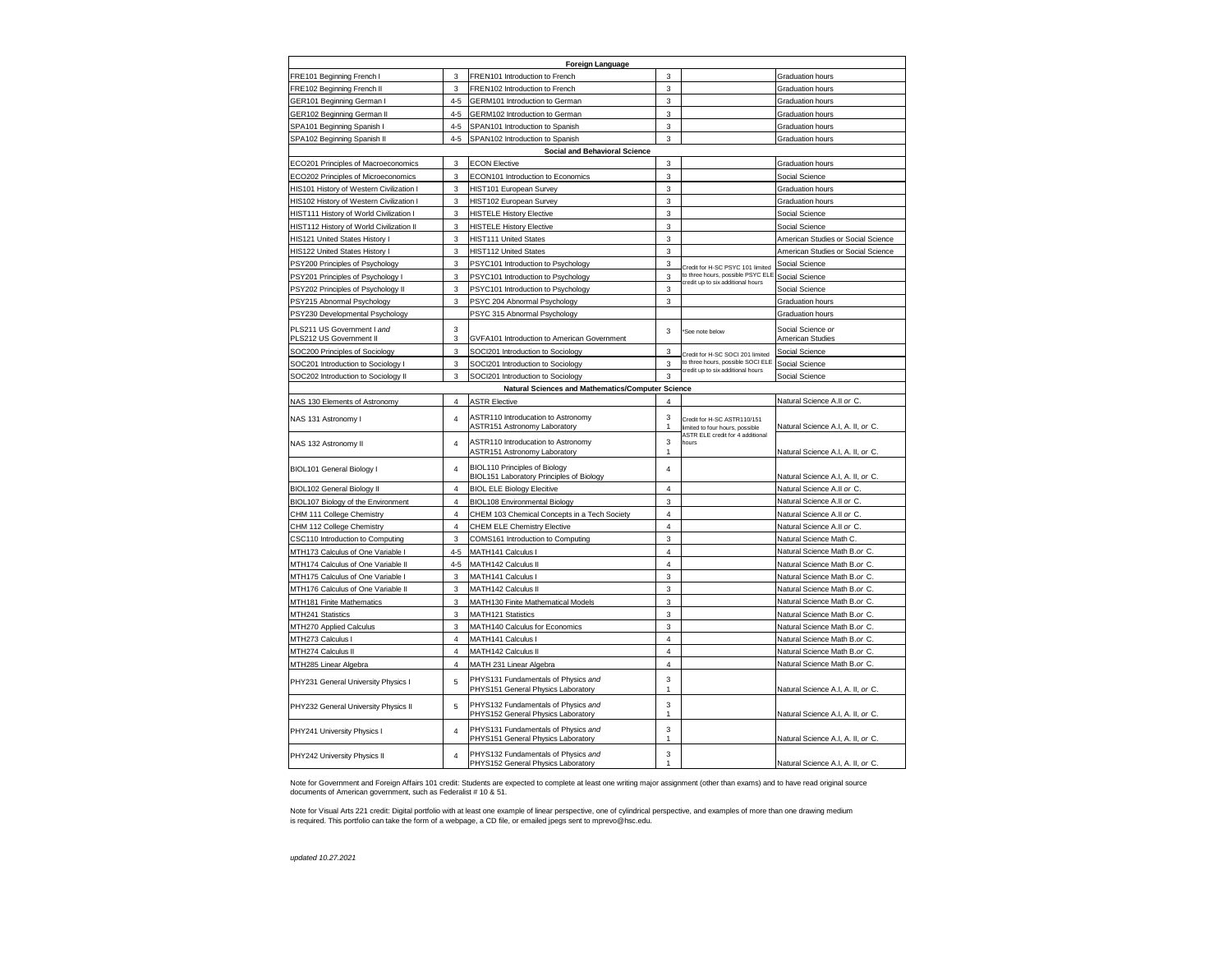| | | | | | |
|---|---|---|---|---|---|
| **Foreign Language** | | | | | |
| FRE101 Beginning French I | 3 | FREN101 Introduction to French | 3 | | Graduation hours |
| FRE102 Beginning French II | 3 | FREN102 Introduction to French | 3 | | Graduation hours |
| GER101 Beginning German I | 4-5 | GERM101 Introduction to German | 3 | | Graduation hours |
| GER102 Beginning German II | 4-5 | GERM102 Introduction to German | 3 | | Graduation hours |
| SPA101 Beginning Spanish I | 4-5 | SPAN101 Introduction to Spanish | 3 | | Graduation hours |
| SPA102 Beginning Spanish II | 4-5 | SPAN102 Introduction to Spanish | 3 | | Graduation hours |
| **Social and Behavioral Science** | | | | | |
| ECO201 Principles of Macroeconomics | 3 | ECON Elective | 3 | | Graduation hours |
| ECO202 Principles of Microeconomics | 3 | ECON101 Introduction to Economics | 3 | | Social Science |
| HIS101 History of Western Civilization I | 3 | HIST101 European Survey | 3 | | Graduation hours |
| HIS102 History of Western Civilization I | 3 | HIST102 European Survey | 3 | | Graduation hours |
| HIST111 History of World Civilization I | 3 | HISTELE History Elective | 3 | | Social Science |
| HIST112 History of World Civilization II | 3 | HISTELE History Elective | 3 | | Social Science |
| HIS121 United States History I | 3 | HIST111 United States | 3 | | American Studies or Social Science |
| HIS122 United States History I | 3 | HIST112 United States | 3 | | American Studies or Social Science |
| PSY200 Principles of Psychology | 3 | PSYC101 Introduction to Psychology | 3 | Credit for H-SC PSYC 101 limited to three hours, possible PSYC ELE credit up to six additional hours | Social Science |
| PSY201 Principles of Psychology I | 3 | PSYC101 Introduction to Psychology | 3 | | Social Science |
| PSY202 Principles of Psychology II | 3 | PSYC101 Introduction to Psychology | 3 | | Social Science |
| PSY215 Abnormal Psychology | 3 | PSYC 204 Abnormal Psychology | 3 | | Graduation hours |
| PSY230 Developmental Psychology | | PSYC 315 Abnormal Psychology | | | Graduation hours |
| PLS211 US Government I *and* PLS212 US Government II | 3<br>3 | GVFA101 Introduction to American Government | 3 | *See note below | Social Science *or* American Studies |
| SOC200 Principles of Sociology | 3 | SOCI201 Introduction to Sociology | 3 | Credit for H-SC SOCI 201 limited to three hours, possible SOCI ELE credit up to six additional hours | Social Science |
| SOC201 Introduction to Sociology I | 3 | SOCI201 Introduction to Sociology | 3 | | Social Science |
| SOC202 Introduction to Sociology II | 3 | SOCI201 Introduction to Sociology | 3 | | Social Science |
| **Natural Sciences and Mathematics/Computer Science** | | | | | |
| NAS 130 Elements of Astronomy | 4 | ASTR Elective | 4 | | Natural Science A.II *or* C. |
| NAS 131 Astronomy I | 4 | ASTR110 Introducation to Astronomy<br>ASTR151 Astronomy Laboratory | 3<br>1 | Credit for H-SC ASTR110/151 limited to four hours, possible ASTR ELE credit for 4 additional hours | Natural Science A.I, A. II, *or* C. |
| NAS 132 Astronomy II | 4 | ASTR110 Introducation to Astronomy<br>ASTR151 Astronomy Laboratory | 3<br>1 | | Natural Science A.I, A. II, *or* C. |
| BIOL101 General Biology I | 4 | BIOL110 Principles of Biology<br>BIOL151 Laboratory Principles of Biology | 4 | | Natural Science A.I, A. II, *or* C. |
| BIOL102 General Biology II | 4 | BIOL ELE Biology Elecitive | 4 | | Natural Science A.II *or* C. |
| BIOL107 Biology of the Environment | 4 | BIOL108 Environmental Biology | 3 | | Natural Science A.II *or* C. |
| CHM 111 College Chemistry | 4 | CHEM 103 Chemical Concepts in a Tech Society | 4 | | Natural Science A.II *or* C. |
| CHM 112 College Chemistry | 4 | CHEM ELE Chemistry Elective | 4 | | Natural Science A.II *or* C. |
| CSC110 Introduction to Computing | 3 | COMS161 Introduction to Computing | 3 | | Natural Science Math C. |
| MTH173 Calculus of One Variable I | 4-5 | MATH141 Calculus I | 4 | | Natural Science Math B.*or* C. |
| MTH174 Calculus of One Variable II | 4-5 | MATH142 Calculus II | 4 | | Natural Science Math B.*or* C. |
| MTH175 Calculus of One Variable I | 3 | MATH141 Calculus I | 3 | | Natural Science Math B.*or* C. |
| MTH176 Calculus of One Variable II | 3 | MATH142 Calculus II | 3 | | Natural Science Math B.*or* C. |
| MTH181 Finite Mathematics | 3 | MATH130 Finite Mathematical Models | 3 | | Natural Science Math B.*or* C. |
| MTH241 Statistics | 3 | MATH121 Statistics | 3 | | Natural Science Math B.*or* C. |
| MTH270 Applied Calculus | 3 | MATH140 Calculus for Economics | 3 | | Natural Science Math B.*or* C. |
| MTH273 Calculus I | 4 | MATH141 Calculus I | 4 | | Natural Science Math B.*or* C. |
| MTH274 Calculus II | 4 | MATH142 Calculus II | 4 | | Natural Science Math B.*or* C. |
| MTH285 Linear Algebra | 4 | MATH 231 Linear Algebra | 4 | | Natural Science Math B.*or* C. |
| PHY231 General University Physics I | 5 | PHYS131 Fundamentals of Physics *and*<br>PHYS151 General Physics Laboratory | 3<br>1 | | Natural Science A.I, A. II, *or* C. |
| PHY232 General University Physics II | 5 | PHYS132 Fundamentals of Physics *and*<br>PHYS152 General Physics Laboratory | 3<br>1 | | Natural Science A.I, A. II, *or* C. |
| PHY241 University Physics I | 4 | PHYS131 Fundamentals of Physics *and*<br>PHYS151 General Physics Laboratory | 3<br>1 | | Natural Science A.I, A. II, *or* C. |
| PHY242 University Physics II | 4 | PHYS132 Fundamentals of Physics *and*<br>PHYS152 General Physics Laboratory | 3<br>1 | | Natural Science A.I, A. II, *or* C. |

Note for Government and Foreign Affairs 101 credit: Students are expected to complete at least one writing major assignment (other than exams) and to have read original source documents of American government, such as Federalist # 10 & 51.

Note for Visual Arts 221 credit: Digital portfolio with at least one example of linear perspective, one of cylindrical perspective, and examples of more than one drawing medium is required. This portfolio can take the form of a webpage, a CD file, or emailed jpegs sent to mprevo@hsc.edu.

*updated 10.27.2021*